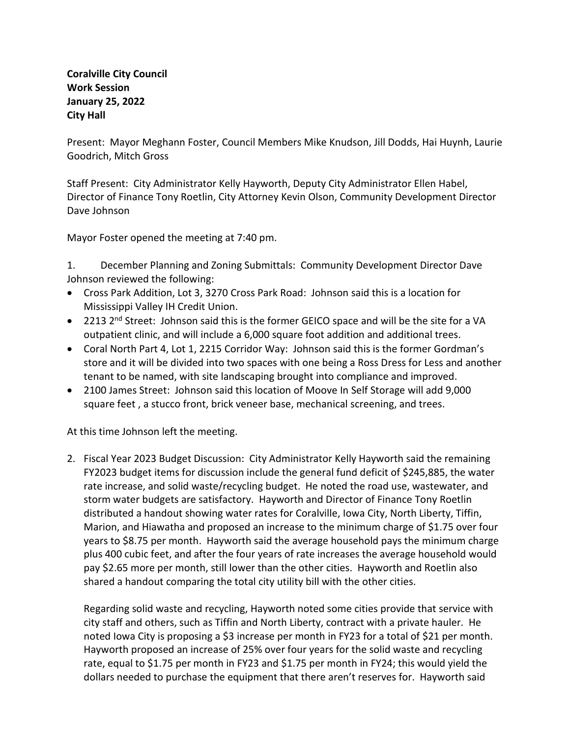**Coralville City Council**
**Work Session**
**January 25, 2022**
**City Hall**

Present: Mayor Meghann Foster, Council Members Mike Knudson, Jill Dodds, Hai Huynh, Laurie Goodrich, Mitch Gross

Staff Present: City Administrator Kelly Hayworth, Deputy City Administrator Ellen Habel, Director of Finance Tony Roetlin, City Attorney Kevin Olson, Community Development Director Dave Johnson

Mayor Foster opened the meeting at 7:40 pm.

1. December Planning and Zoning Submittals: Community Development Director Dave Johnson reviewed the following:

- Cross Park Addition, Lot 3, 3270 Cross Park Road: Johnson said this is a location for Mississippi Valley IH Credit Union.
- 2213 2nd Street: Johnson said this is the former GEICO space and will be the site for a VA outpatient clinic, and will include a 6,000 square foot addition and additional trees.
- Coral North Part 4, Lot 1, 2215 Corridor Way: Johnson said this is the former Gordman's store and it will be divided into two spaces with one being a Ross Dress for Less and another tenant to be named, with site landscaping brought into compliance and improved.
- 2100 James Street: Johnson said this location of Moove In Self Storage will add 9,000 square feet , a stucco front, brick veneer base, mechanical screening, and trees.

At this time Johnson left the meeting.

2. Fiscal Year 2023 Budget Discussion: City Administrator Kelly Hayworth said the remaining FY2023 budget items for discussion include the general fund deficit of $245,885, the water rate increase, and solid waste/recycling budget. He noted the road use, wastewater, and storm water budgets are satisfactory. Hayworth and Director of Finance Tony Roetlin distributed a handout showing water rates for Coralville, Iowa City, North Liberty, Tiffin, Marion, and Hiawatha and proposed an increase to the minimum charge of $1.75 over four years to $8.75 per month. Hayworth said the average household pays the minimum charge plus 400 cubic feet, and after the four years of rate increases the average household would pay $2.65 more per month, still lower than the other cities. Hayworth and Roetlin also shared a handout comparing the total city utility bill with the other cities.

   Regarding solid waste and recycling, Hayworth noted some cities provide that service with city staff and others, such as Tiffin and North Liberty, contract with a private hauler. He noted Iowa City is proposing a $3 increase per month in FY23 for a total of $21 per month. Hayworth proposed an increase of 25% over four years for the solid waste and recycling rate, equal to $1.75 per month in FY23 and $1.75 per month in FY24; this would yield the dollars needed to purchase the equipment that there aren't reserves for. Hayworth said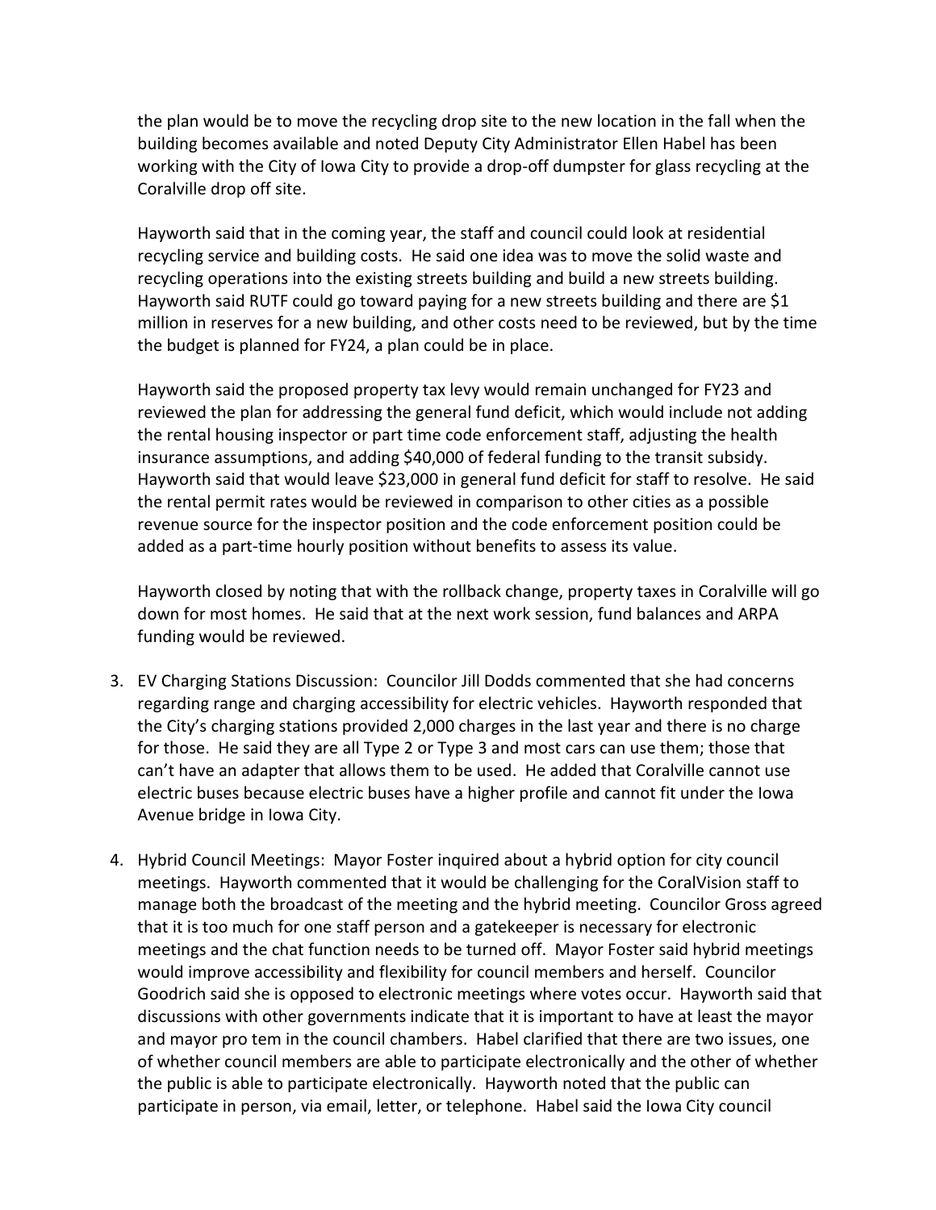the plan would be to move the recycling drop site to the new location in the fall when the building becomes available and noted Deputy City Administrator Ellen Habel has been working with the City of Iowa City to provide a drop-off dumpster for glass recycling at the Coralville drop off site.

Hayworth said that in the coming year, the staff and council could look at residential recycling service and building costs. He said one idea was to move the solid waste and recycling operations into the existing streets building and build a new streets building. Hayworth said RUTF could go toward paying for a new streets building and there are $1 million in reserves for a new building, and other costs need to be reviewed, but by the time the budget is planned for FY24, a plan could be in place.

Hayworth said the proposed property tax levy would remain unchanged for FY23 and reviewed the plan for addressing the general fund deficit, which would include not adding the rental housing inspector or part time code enforcement staff, adjusting the health insurance assumptions, and adding $40,000 of federal funding to the transit subsidy. Hayworth said that would leave $23,000 in general fund deficit for staff to resolve. He said the rental permit rates would be reviewed in comparison to other cities as a possible revenue source for the inspector position and the code enforcement position could be added as a part-time hourly position without benefits to assess its value.

Hayworth closed by noting that with the rollback change, property taxes in Coralville will go down for most homes. He said that at the next work session, fund balances and ARPA funding would be reviewed.

3. EV Charging Stations Discussion: Councilor Jill Dodds commented that she had concerns regarding range and charging accessibility for electric vehicles. Hayworth responded that the City's charging stations provided 2,000 charges in the last year and there is no charge for those. He said they are all Type 2 or Type 3 and most cars can use them; those that can't have an adapter that allows them to be used. He added that Coralville cannot use electric buses because electric buses have a higher profile and cannot fit under the Iowa Avenue bridge in Iowa City.

4. Hybrid Council Meetings: Mayor Foster inquired about a hybrid option for city council meetings. Hayworth commented that it would be challenging for the CoralVision staff to manage both the broadcast of the meeting and the hybrid meeting. Councilor Gross agreed that it is too much for one staff person and a gatekeeper is necessary for electronic meetings and the chat function needs to be turned off. Mayor Foster said hybrid meetings would improve accessibility and flexibility for council members and herself. Councilor Goodrich said she is opposed to electronic meetings where votes occur. Hayworth said that discussions with other governments indicate that it is important to have at least the mayor and mayor pro tem in the council chambers. Habel clarified that there are two issues, one of whether council members are able to participate electronically and the other of whether the public is able to participate electronically. Hayworth noted that the public can participate in person, via email, letter, or telephone. Habel said the Iowa City council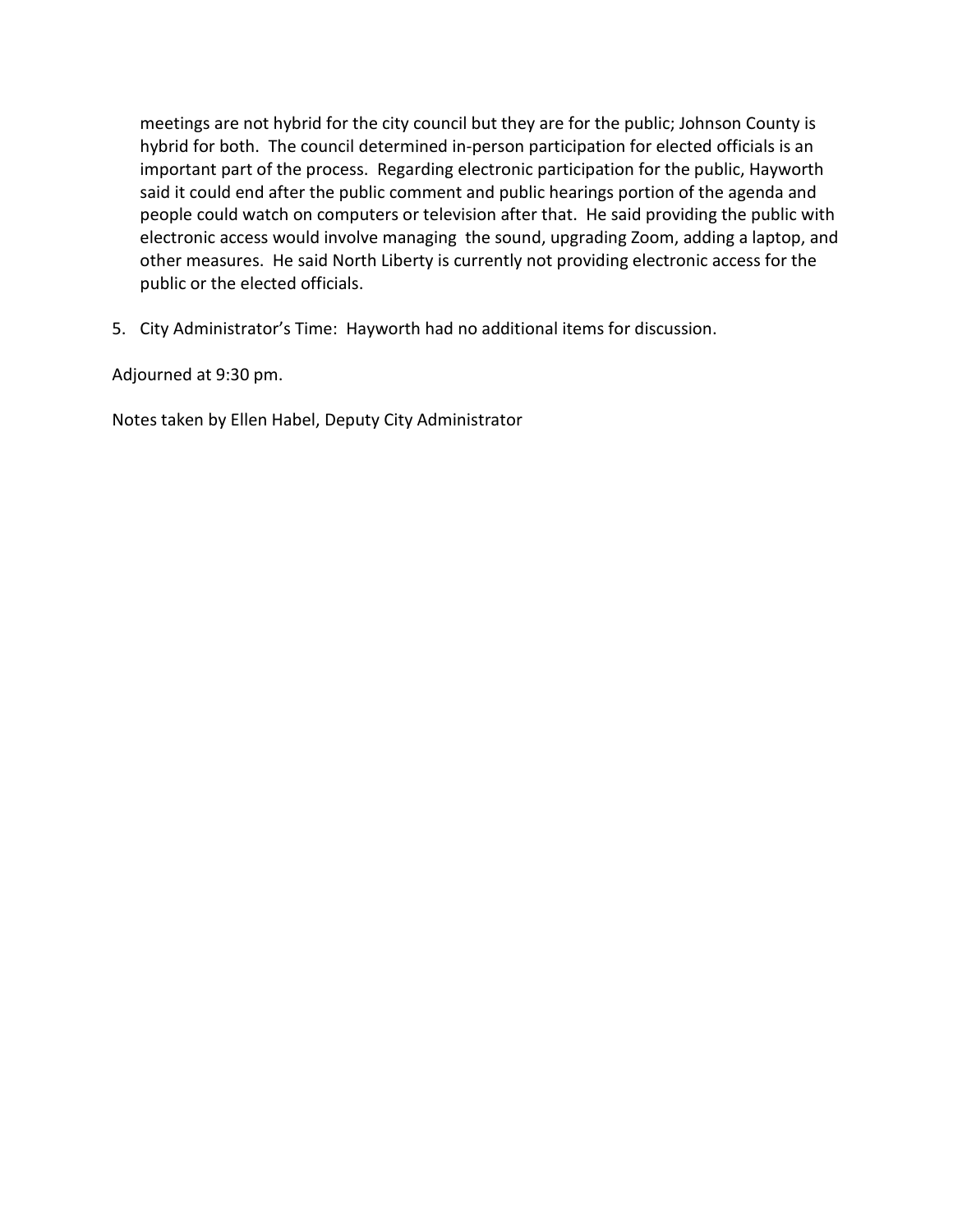meetings are not hybrid for the city council but they are for the public; Johnson County is hybrid for both. The council determined in-person participation for elected officials is an important part of the process. Regarding electronic participation for the public, Hayworth said it could end after the public comment and public hearings portion of the agenda and people could watch on computers or television after that. He said providing the public with electronic access would involve managing the sound, upgrading Zoom, adding a laptop, and other measures. He said North Liberty is currently not providing electronic access for the public or the elected officials.

5. City Administrator's Time: Hayworth had no additional items for discussion.

Adjourned at 9:30 pm.

Notes taken by Ellen Habel, Deputy City Administrator